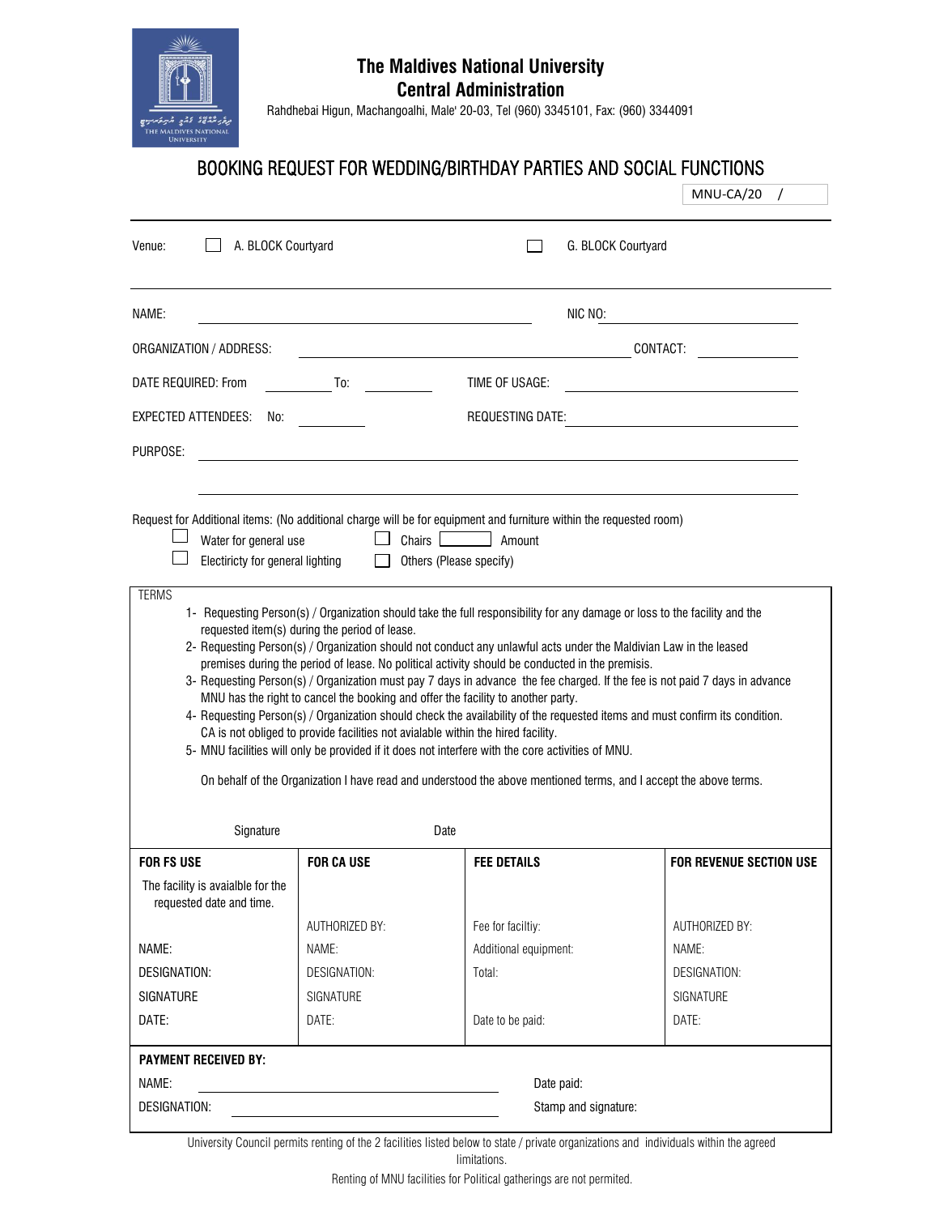# The Maldives National University
## Central Administration

Rahdhebai Higun, Machangoalhi, Male' 20-03, Tel (960) 3345101, Fax: (960) 3344091

## BOOKING REQUEST FOR WEDDING/BIRTHDAY PARTIES AND SOCIAL FUNCTIONS

MNU-CA/20 /

Venue: ☐ A. BLOCK Courtyard ☐ G. BLOCK Courtyard

NAME: ______________________ NIC NO: ______________

ORGANIZATION / ADDRESS: ______________________ CONTACT: __________

DATE REQUIRED: From ________ To: ________ TIME OF USAGE: ______________

EXPECTED ATTENDEES: No: ________ REQUESTING DATE: ______________

PURPOSE: ______________________________________________

Request for Additional items: (No additional charge will be for equipment and furniture within the requested room)

☐ Water for general use ☐ Chairs ______ Amount

☐ Electricty for general lighting ☐ Others (Please specify)

TERMS

1- Requesting Person(s) / Organization should take the full responsibility for any damage or loss to the facility and the requested item(s) during the period of lease.
2- Requesting Person(s) / Organization should not conduct any unlawful acts under the Maldivian Law in the leased premises during the period of lease. No political activity should be conducted in the premisis.
3- Requesting Person(s) / Organization must pay 7 days in advance the fee charged. If the fee is not paid 7 days in advance MNU has the right to cancel the booking and offer the facility to another party.
4- Requesting Person(s) / Organization should check the availability of the requested items and must confirm its condition. CA is not obliged to provide facilities not avialable within the hired facility.
5- MNU facilities will only be provided if it does not interfere with the core activities of MNU.

On behalf of the Organization I have read and understood the above mentioned terms, and I accept the above terms.

Signature Date

| FOR FS USE | FOR CA USE | FEE DETAILS | FOR REVENUE SECTION USE |
|---|---|---|---|
| The facility is avaialble for the requested date and time. | | | |
| | AUTHORIZED BY: | Fee for faciltiy: | AUTHORIZED BY: |
| NAME: | NAME: | Additional equipment: | NAME: |
| DESIGNATION: | DESIGNATION: | Total: | DESIGNATION: |
| SIGNATURE | SIGNATURE | | SIGNATURE |
| DATE: | DATE: | Date to be paid: | DATE: |

**PAYMENT RECEIVED BY:**

NAME: ______________________ Date paid:

DESIGNATION: ______________________ Stamp and signature:

University Council permits renting of the 2 facilities listed below to state / private organizations and individuals within the agreed limitations.

Renting of MNU facilities for Political gatherings are not permited.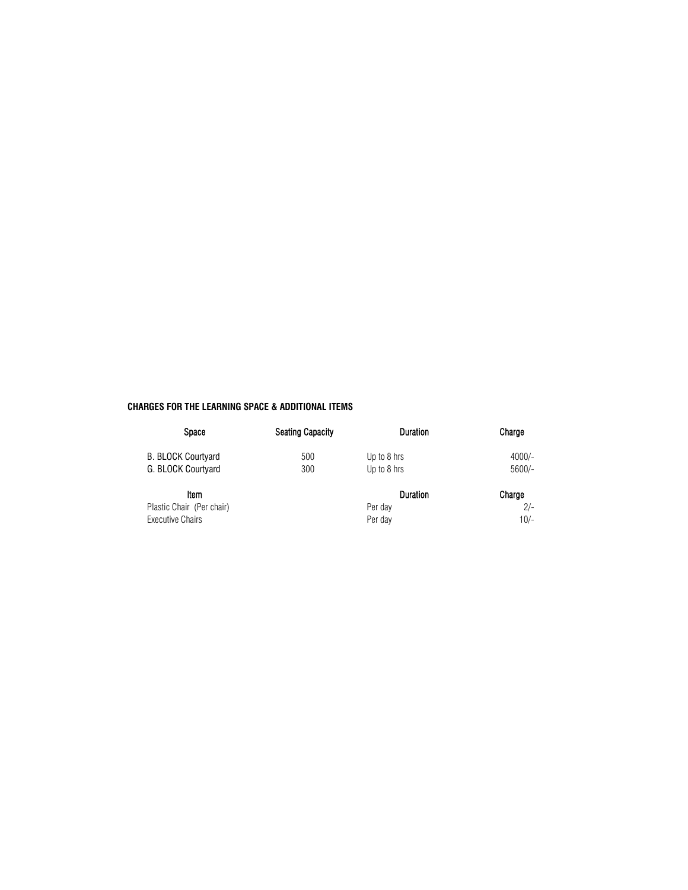**CHARGES FOR THE LEARNING SPACE & ADDITIONAL ITEMS**

| Space | Seating Capacity | Duration | Charge |
|---|---|---|---|
| B. BLOCK Courtyard | 500 | Up to 8 hrs | 4000/- |
| G. BLOCK Courtyard | 300 | Up to 8 hrs | 5600/- |

| Item | Duration | Charge |
|---|---|---|
| Plastic Chair (Per chair) | Per day | 2/- |
| Executive Chairs | Per day | 10/- |